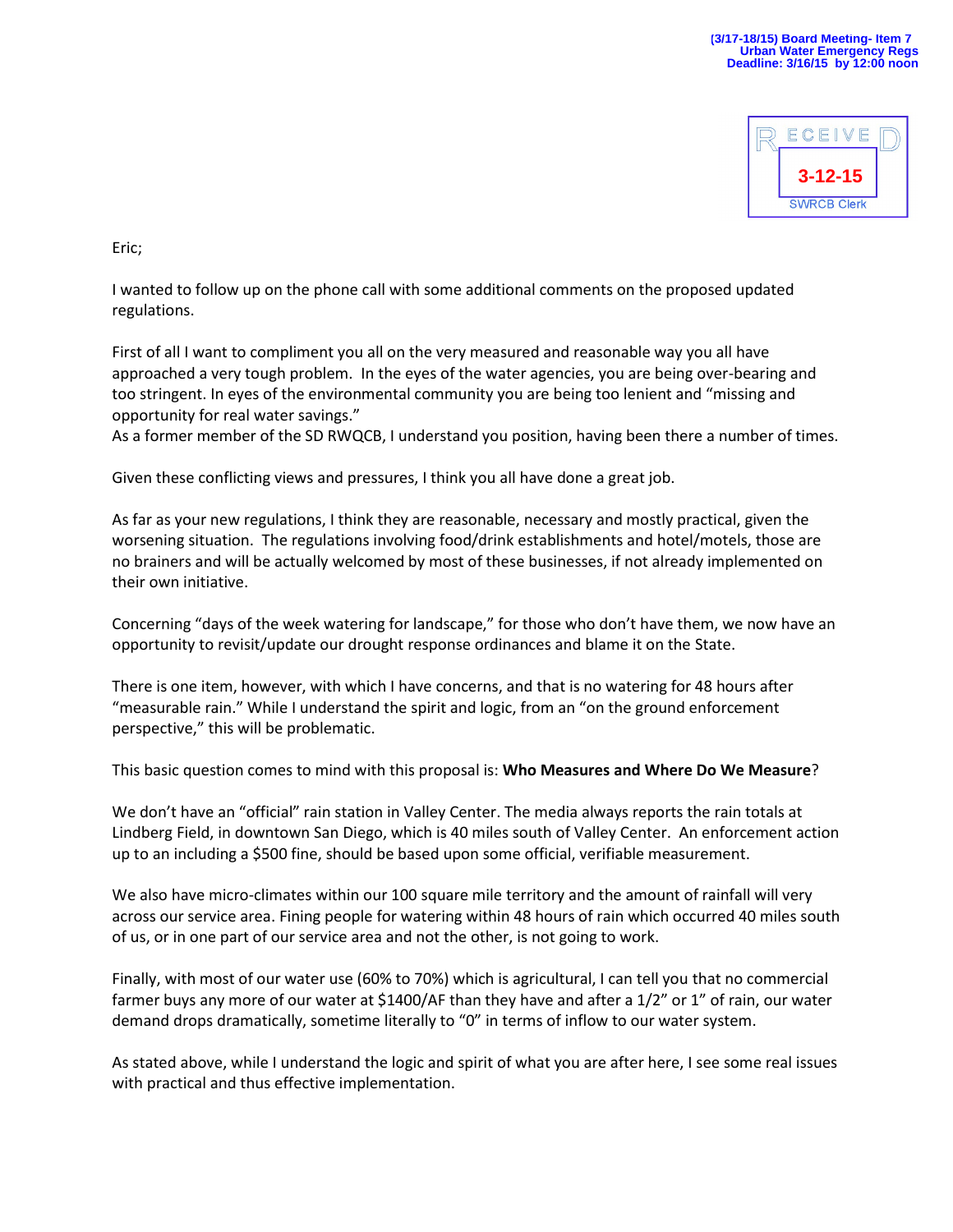(3/17-18/15) Board Meeting- Item 7
Urban Water Emergency Regs
Deadline: 3/16/15 by 12:00 noon

RECEIVED
3-12-15
SWRCB Clerk

Eric;

I wanted to follow up on the phone call with some additional comments on the proposed updated regulations.

First of all I want to compliment you all on the very measured and reasonable way you all have approached a very tough problem. In the eyes of the water agencies, you are being over-bearing and too stringent. In eyes of the environmental community you are being too lenient and "missing and opportunity for real water savings."
As a former member of the SD RWQCB, I understand you position, having been there a number of times.

Given these conflicting views and pressures, I think you all have done a great job.

As far as your new regulations, I think they are reasonable, necessary and mostly practical, given the worsening situation. The regulations involving food/drink establishments and hotel/motels, those are no brainers and will be actually welcomed by most of these businesses, if not already implemented on their own initiative.

Concerning "days of the week watering for landscape," for those who don't have them, we now have an opportunity to revisit/update our drought response ordinances and blame it on the State.

There is one item, however, with which I have concerns, and that is no watering for 48 hours after "measurable rain." While I understand the spirit and logic, from an "on the ground enforcement perspective," this will be problematic.

This basic question comes to mind with this proposal is: **Who Measures and Where Do We Measure**?

We don't have an "official" rain station in Valley Center. The media always reports the rain totals at Lindberg Field, in downtown San Diego, which is 40 miles south of Valley Center. An enforcement action up to an including a $500 fine, should be based upon some official, verifiable measurement.

We also have micro-climates within our 100 square mile territory and the amount of rainfall will very across our service area. Fining people for watering within 48 hours of rain which occurred 40 miles south of us, or in one part of our service area and not the other, is not going to work.

Finally, with most of our water use (60% to 70%) which is agricultural, I can tell you that no commercial farmer buys any more of our water at $1400/AF than they have and after a 1/2" or 1" of rain, our water demand drops dramatically, sometime literally to "0" in terms of inflow to our water system.

As stated above, while I understand the logic and spirit of what you are after here, I see some real issues with practical and thus effective implementation.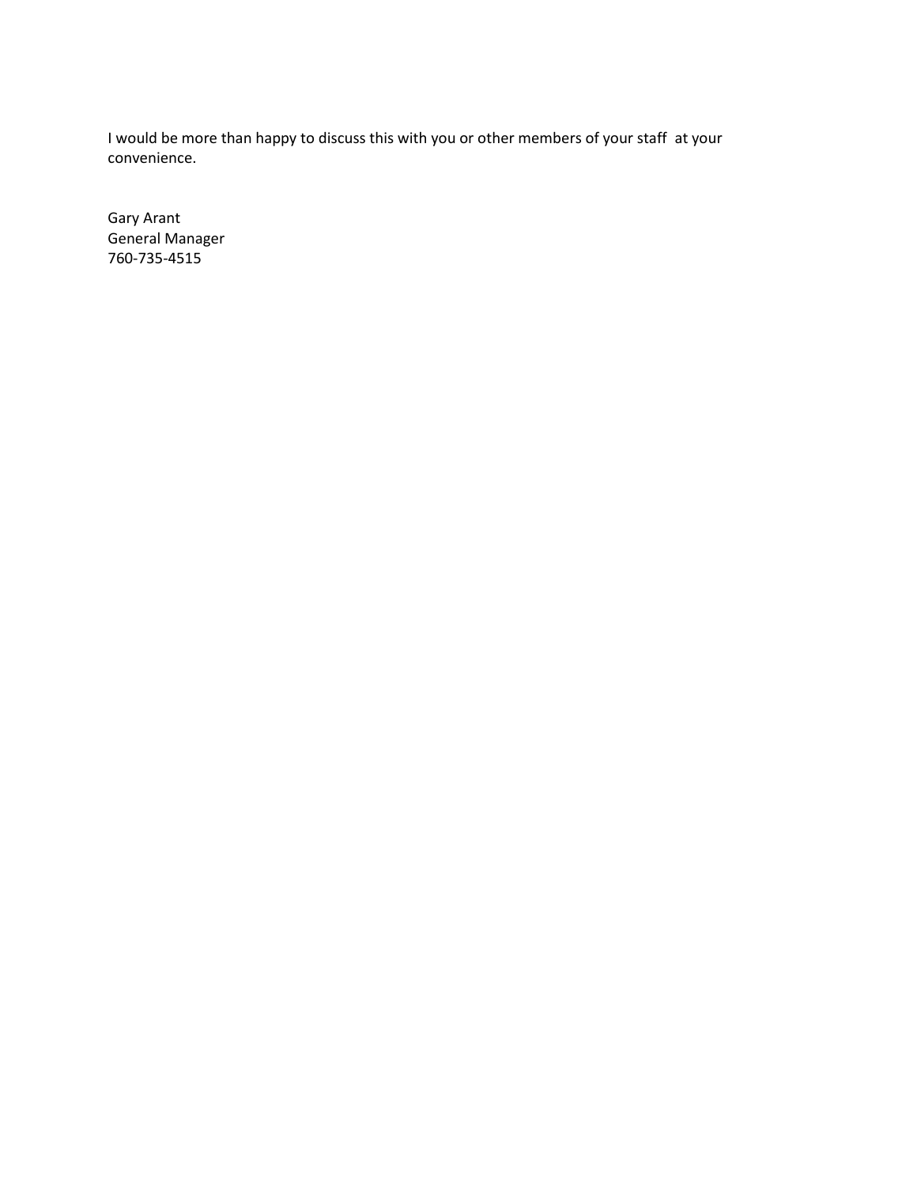I would be more than happy to discuss this with you or other members of your staff at your convenience.

Gary Arant
General Manager
760-735-4515